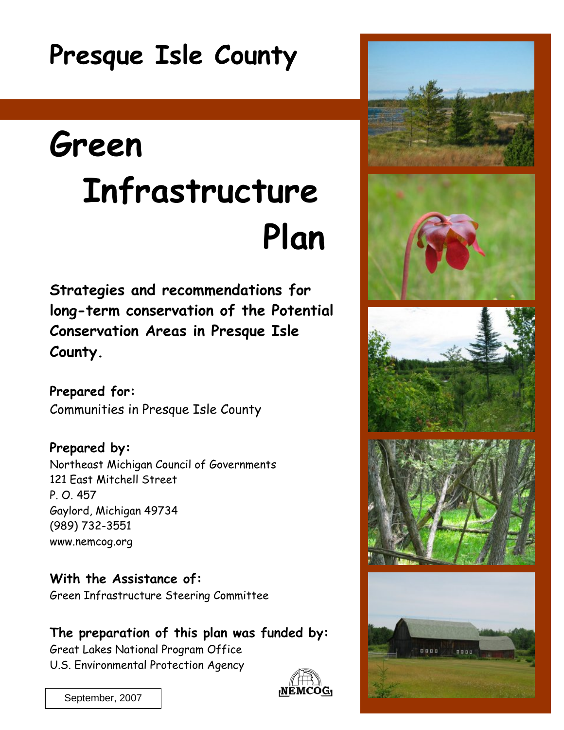# Presque Isle County

# Green Infrastructure Plan

**Strategies and recommendations for long-term conservation of the Potential Conservation Areas in Presque Isle County.**

**Prepared for:**
Communities in Presque Isle County

**Prepared by:**
Northeast Michigan Council of Governments
121 East Mitchell Street
P. O. 457
Gaylord, Michigan 49734
(989) 732-3551
www.nemcog.org

**With the Assistance of:**
Green Infrastructure Steering Committee

**The preparation of this plan was funded by:**
Great Lakes National Program Office
U.S. Environmental Protection Agency

NEMCOG

September, 2007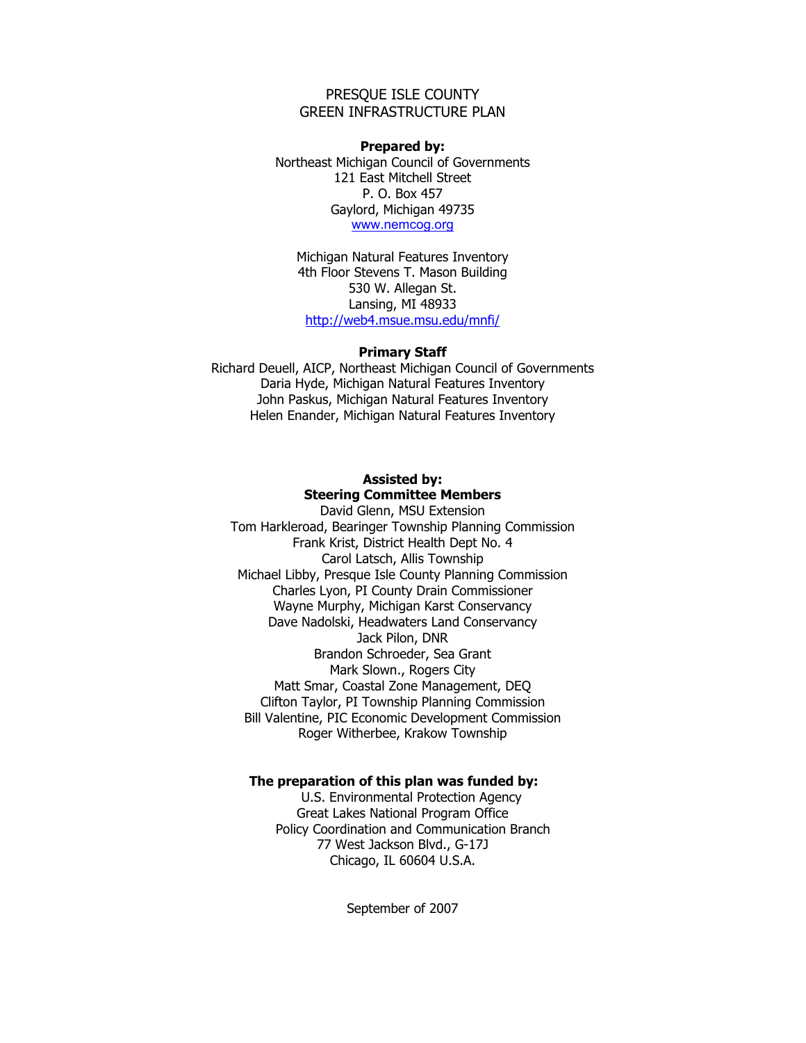# PRESQUE ISLE COUNTY
# GREEN INFRASTRUCTURE PLAN

**Prepared by:**

Northeast Michigan Council of Governments
121 East Mitchell Street
P. O. Box 457
Gaylord, Michigan 49735
www.nemcog.org

Michigan Natural Features Inventory
4th Floor Stevens T. Mason Building
530 W. Allegan St.
Lansing, MI 48933
http://web4.msue.msu.edu/mnfi/

**Primary Staff**

Richard Deuell, AICP, Northeast Michigan Council of Governments
Daria Hyde, Michigan Natural Features Inventory
John Paskus, Michigan Natural Features Inventory
Helen Enander, Michigan Natural Features Inventory

**Assisted by:**
**Steering Committee Members**

David Glenn, MSU Extension
Tom Harkleroad, Bearinger Township Planning Commission
Frank Krist, District Health Dept No. 4
Carol Latsch, Allis Township
Michael Libby, Presque Isle County Planning Commission
Charles Lyon, PI County Drain Commissioner
Wayne Murphy, Michigan Karst Conservancy
Dave Nadolski, Headwaters Land Conservancy
Jack Pilon, DNR
Brandon Schroeder, Sea Grant
Mark Slown., Rogers City
Matt Smar, Coastal Zone Management, DEQ
Clifton Taylor, PI Township Planning Commission
Bill Valentine, PIC Economic Development Commission
Roger Witherbee, Krakow Township

**The preparation of this plan was funded by:**

U.S. Environmental Protection Agency
Great Lakes National Program Office
Policy Coordination and Communication Branch
77 West Jackson Blvd., G-17J
Chicago, IL 60604 U.S.A.

September of 2007